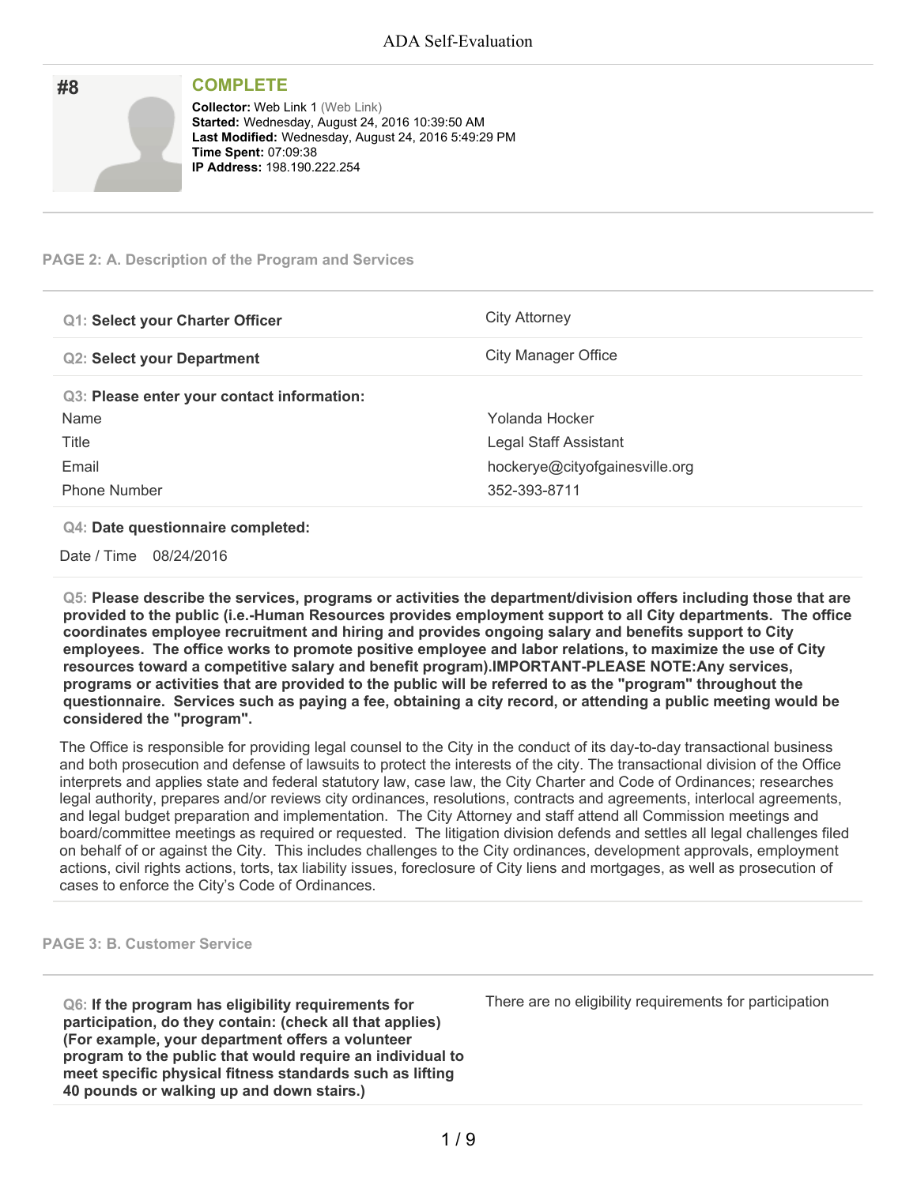# ADA Self-Evaluation

## #8

**COMPLETE**

**Collector:** Web Link 1 (Web Link)
**Started:** Wednesday, August 24, 2016 10:39:50 AM
**Last Modified:** Wednesday, August 24, 2016 5:49:29 PM
**Time Spent:** 07:09:38
**IP Address:** 198.190.222.254

---

### PAGE 2: A. Description of the Program and Services

| | |
|---|---|
| **Q1: Select your Charter Officer** | City Attorney |
| **Q2: Select your Department** | City Manager Office |

**Q3: Please enter your contact information:**

| | |
|---|---|
| Name | Yolanda Hocker |
| Title | Legal Staff Assistant |
| Email | hockerye@cityofgainesville.org |
| Phone Number | 352-393-8711 |

**Q4: Date questionnaire completed:**

Date / Time 08/24/2016

**Q5: Please describe the services, programs or activities the department/division offers including those that are provided to the public (i.e.-Human Resources provides employment support to all City departments. The office coordinates employee recruitment and hiring and provides ongoing salary and benefits support to City employees. The office works to promote positive employee and labor relations, to maximize the use of City resources toward a competitive salary and benefit program).IMPORTANT-PLEASE NOTE:Any services, programs or activities that are provided to the public will be referred to as the "program" throughout the questionnaire. Services such as paying a fee, obtaining a city record, or attending a public meeting would be considered the "program".**

The Office is responsible for providing legal counsel to the City in the conduct of its day-to-day transactional business and both prosecution and defense of lawsuits to protect the interests of the city. The transactional division of the Office interprets and applies state and federal statutory law, case law, the City Charter and Code of Ordinances; researches legal authority, prepares and/or reviews city ordinances, resolutions, contracts and agreements, interlocal agreements, and legal budget preparation and implementation. The City Attorney and staff attend all Commission meetings and board/committee meetings as required or requested. The litigation division defends and settles all legal challenges filed on behalf of or against the City. This includes challenges to the City ordinances, development approvals, employment actions, civil rights actions, torts, tax liability issues, foreclosure of City liens and mortgages, as well as prosecution of cases to enforce the City's Code of Ordinances.

---

### PAGE 3: B. Customer Service

| | |
|---|---|
| **Q6: If the program has eligibility requirements for participation, do they contain: (check all that applies) (For example, your department offers a volunteer program to the public that would require an individual to meet specific physical fitness standards such as lifting 40 pounds or walking up and down stairs.)** | There are no eligibility requirements for participation |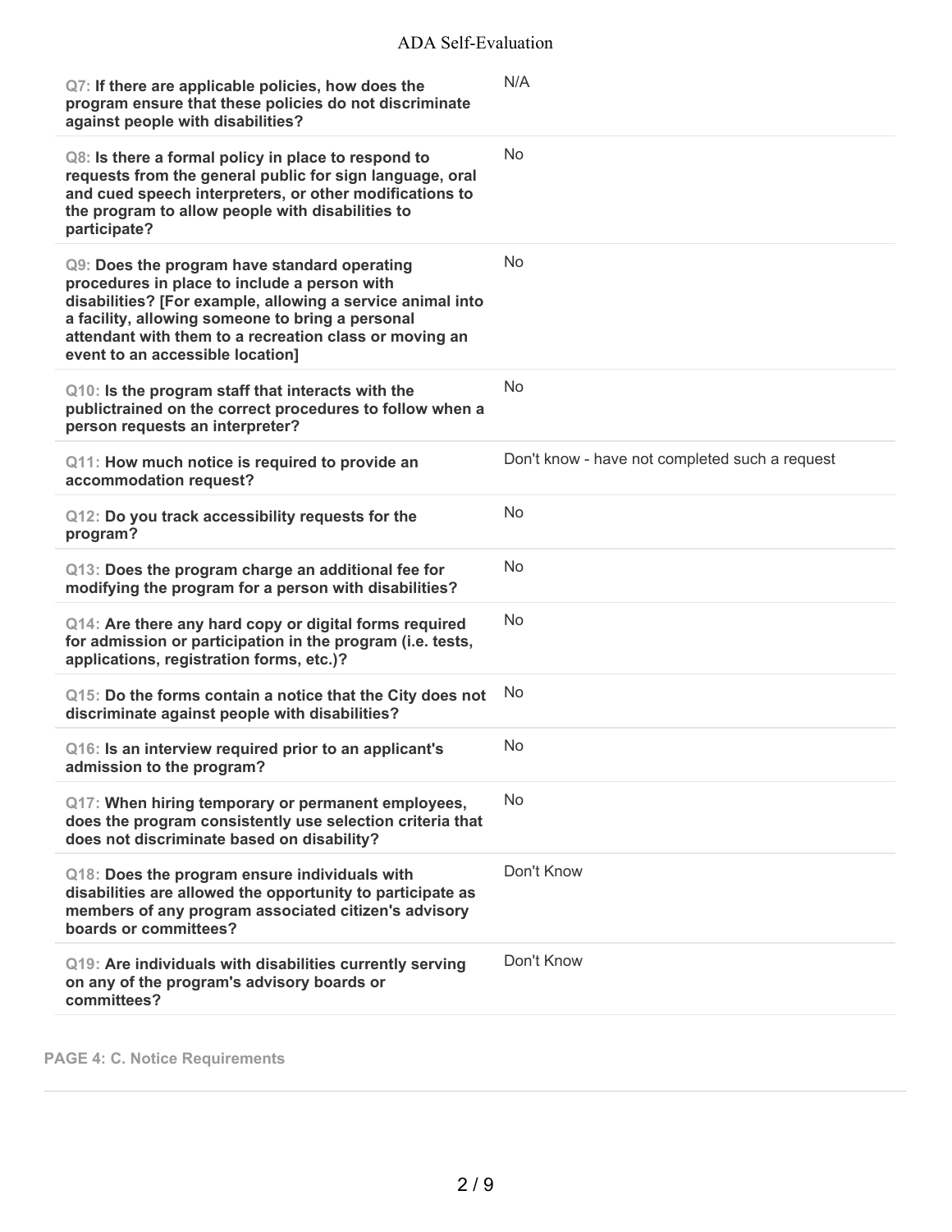| Question | Response |
| --- | --- |
| Q7: **If there are applicable policies, how does the program ensure that these policies do not discriminate against people with disabilities?** | N/A |
| Q8: **Is there a formal policy in place to respond to requests from the general public for sign language, oral and cued speech interpreters, or other modifications to the program to allow people with disabilities to participate?** | No |
| Q9: **Does the program have standard operating procedures in place to include a person with disabilities? [For example, allowing a service animal into a facility, allowing someone to bring a personal attendant with them to a recreation class or moving an event to an accessible location]** | No |
| Q10: **Is the program staff that interacts with the publictrained on the correct procedures to follow when a person requests an interpreter?** | No |
| Q11: **How much notice is required to provide an accommodation request?** | Don't know - have not completed such a request |
| Q12: **Do you track accessibility requests for the program?** | No |
| Q13: **Does the program charge an additional fee for modifying the program for a person with disabilities?** | No |
| Q14: **Are there any hard copy or digital forms required for admission or participation in the program (i.e. tests, applications, registration forms, etc.)?** | No |
| Q15: **Do the forms contain a notice that the City does not discriminate against people with disabilities?** | No |
| Q16: **Is an interview required prior to an applicant's admission to the program?** | No |
| Q17: **When hiring temporary or permanent employees, does the program consistently use selection criteria that does not discriminate based on disability?** | No |
| Q18: **Does the program ensure individuals with disabilities are allowed the opportunity to participate as members of any program associated citizen's advisory boards or committees?** | Don't Know |
| Q19: **Are individuals with disabilities currently serving on any of the program's advisory boards or committees?** | Don't Know |

**PAGE 4: C. Notice Requirements**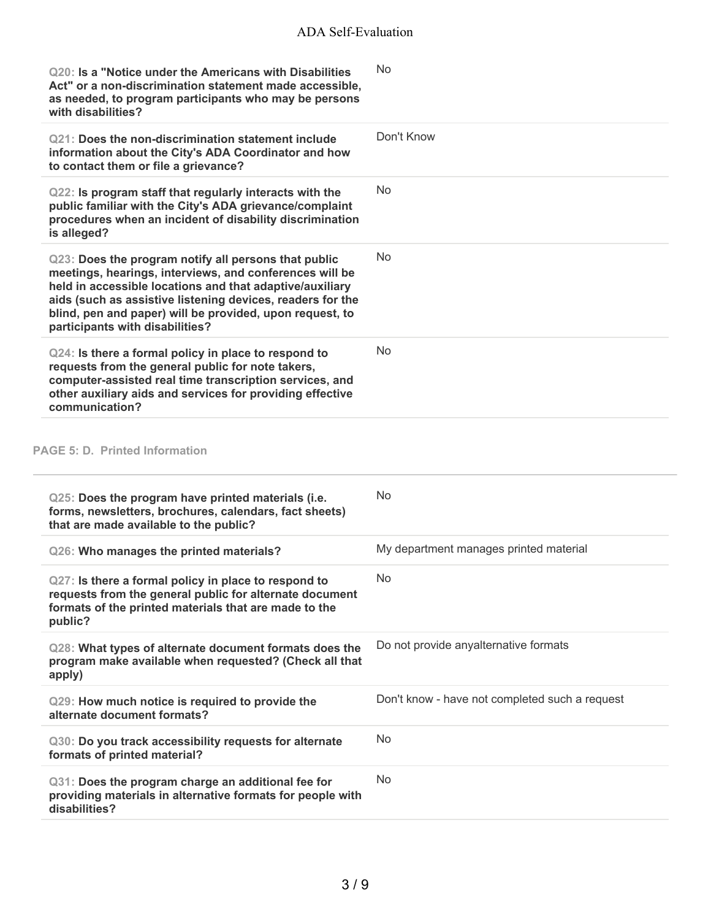| | |
|---|---|
| **Q20: Is a "Notice under the Americans with Disabilities Act" or a non-discrimination statement made accessible, as needed, to program participants who may be persons with disabilities?** | No |
| **Q21: Does the non-discrimination statement include information about the City's ADA Coordinator and how to contact them or file a grievance?** | Don't Know |
| **Q22: Is program staff that regularly interacts with the public familiar with the City's ADA grievance/complaint procedures when an incident of disability discrimination is alleged?** | No |
| **Q23: Does the program notify all persons that public meetings, hearings, interviews, and conferences will be held in accessible locations and that adaptive/auxiliary aids (such as assistive listening devices, readers for the blind, pen and paper) will be provided, upon request, to participants with disabilities?** | No |
| **Q24: Is there a formal policy in place to respond to requests from the general public for note takers, computer-assisted real time transcription services, and other auxiliary aids and services for providing effective communication?** | No |

## PAGE 5: D. Printed Information

| | |
|---|---|
| **Q25: Does the program have printed materials (i.e. forms, newsletters, brochures, calendars, fact sheets) that are made available to the public?** | No |
| **Q26: Who manages the printed materials?** | My department manages printed material |
| **Q27: Is there a formal policy in place to respond to requests from the general public for alternate document formats of the printed materials that are made to the public?** | No |
| **Q28: What types of alternate document formats does the program make available when requested? (Check all that apply)** | Do not provide anyalternative formats |
| **Q29: How much notice is required to provide the alternate document formats?** | Don't know - have not completed such a request |
| **Q30: Do you track accessibility requests for alternate formats of printed material?** | No |
| **Q31: Does the program charge an additional fee for providing materials in alternative formats for people with disabilities?** | No |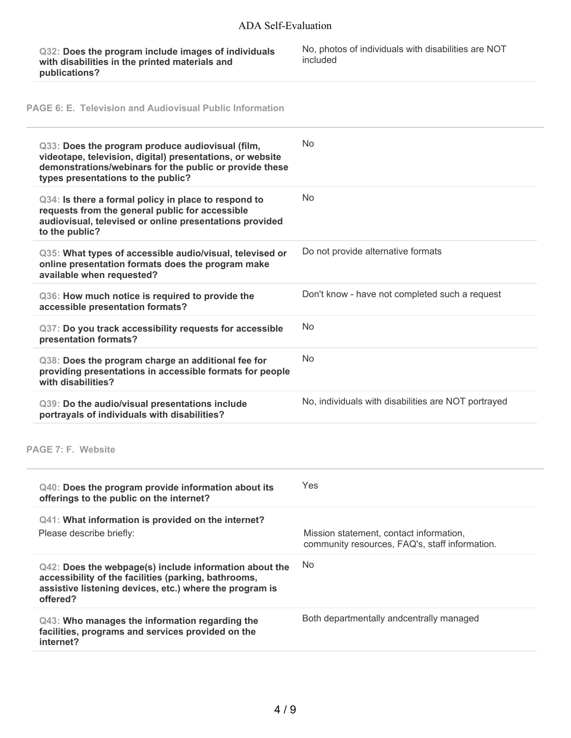**Q32: Does the program include images of individuals with disabilities in the printed materials and publications?**

No, photos of individuals with disabilities are NOT included

## PAGE 6: E. Television and Audiovisual Public Information

**Q33: Does the program produce audiovisual (film, videotape, television, digital) presentations, or website demonstrations/webinars for the public or provide these types presentations to the public?**

No

**Q34: Is there a formal policy in place to respond to requests from the general public for accessible audiovisual, televised or online presentations provided to the public?**

No

**Q35: What types of accessible audio/visual, televised or online presentation formats does the program make available when requested?**

Do not provide alternative formats

**Q36: How much notice is required to provide the accessible presentation formats?**

Don't know - have not completed such a request

**Q37: Do you track accessibility requests for accessible presentation formats?**

No

**Q38: Does the program charge an additional fee for providing presentations in accessible formats for people with disabilities?**

No

**Q39: Do the audio/visual presentations include portrayals of individuals with disabilities?**

No, individuals with disabilities are NOT portrayed

## PAGE 7: F. Website

**Q40: Does the program provide information about its offerings to the public on the internet?**

Yes

**Q41: What information is provided on the internet?**

Please describe briefly:

Mission statement, contact information, community resources, FAQ's, staff information.

**Q42: Does the webpage(s) include information about the accessibility of the facilities (parking, bathrooms, assistive listening devices, etc.) where the program is offered?**

No

**Q43: Who manages the information regarding the facilities, programs and services provided on the internet?**

Both departmentally andcentrally managed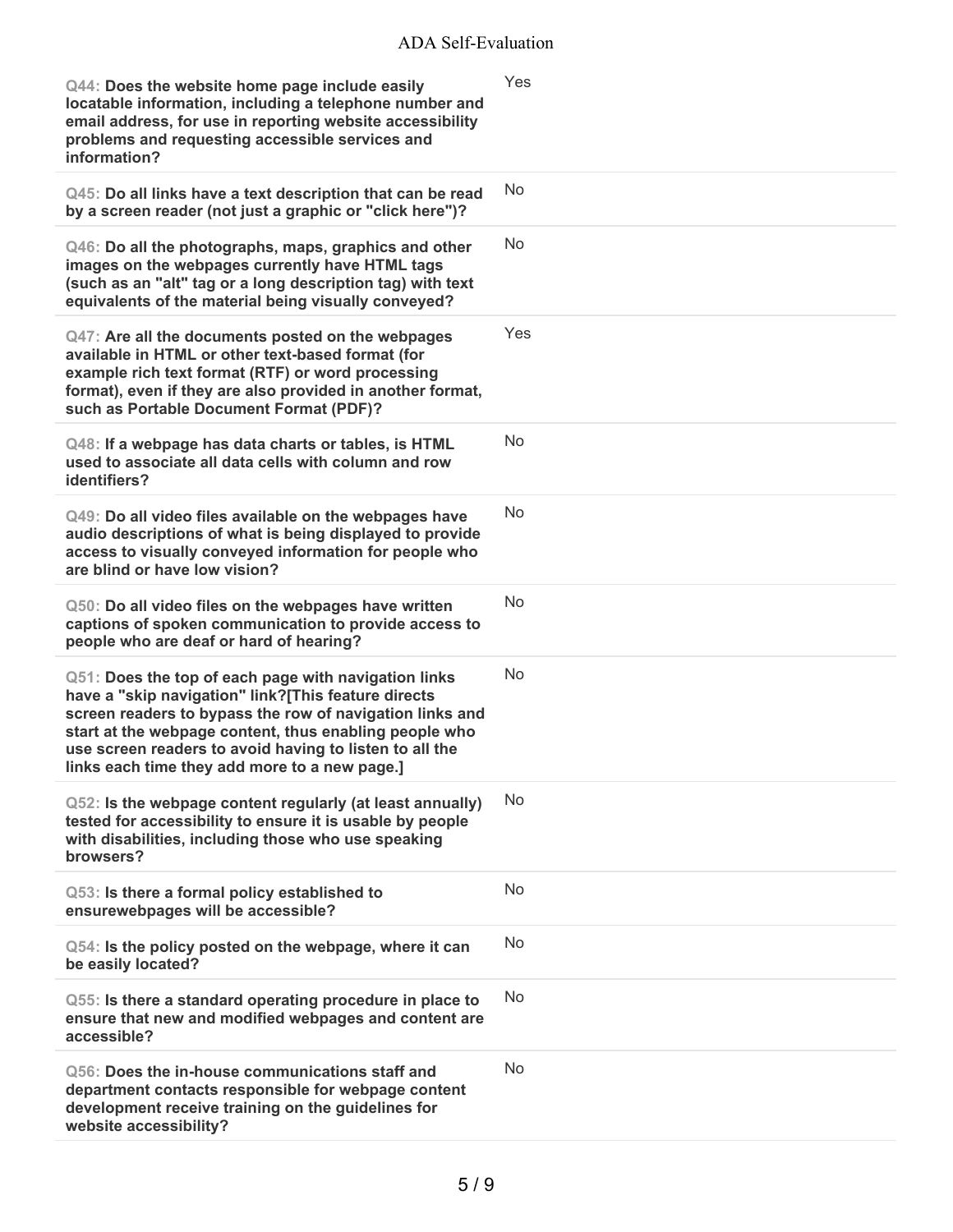| Question | Response |
| --- | --- |
| **Q44: Does the website home page include easily locatable information, including a telephone number and email address, for use in reporting website accessibility problems and requesting accessible services and information?** | Yes |
| **Q45: Do all links have a text description that can be read by a screen reader (not just a graphic or "click here")?** | No |
| **Q46: Do all the photographs, maps, graphics and other images on the webpages currently have HTML tags (such as an "alt" tag or a long description tag) with text equivalents of the material being visually conveyed?** | No |
| **Q47: Are all the documents posted on the webpages available in HTML or other text-based format (for example rich text format (RTF) or word processing format), even if they are also provided in another format, such as Portable Document Format (PDF)?** | Yes |
| **Q48: If a webpage has data charts or tables, is HTML used to associate all data cells with column and row identifiers?** | No |
| **Q49: Do all video files available on the webpages have audio descriptions of what is being displayed to provide access to visually conveyed information for people who are blind or have low vision?** | No |
| **Q50: Do all video files on the webpages have written captions of spoken communication to provide access to people who are deaf or hard of hearing?** | No |
| **Q51: Does the top of each page with navigation links have a "skip navigation" link?[This feature directs screen readers to bypass the row of navigation links and start at the webpage content, thus enabling people who use screen readers to avoid having to listen to all the links each time they add more to a new page.]** | No |
| **Q52: Is the webpage content regularly (at least annually) tested for accessibility to ensure it is usable by people with disabilities, including those who use speaking browsers?** | No |
| **Q53: Is there a formal policy established to ensurewebpages will be accessible?** | No |
| **Q54: Is the policy posted on the webpage, where it can be easily located?** | No |
| **Q55: Is there a standard operating procedure in place to ensure that new and modified webpages and content are accessible?** | No |
| **Q56: Does the in-house communications staff and department contacts responsible for webpage content development receive training on the guidelines for website accessibility?** | No |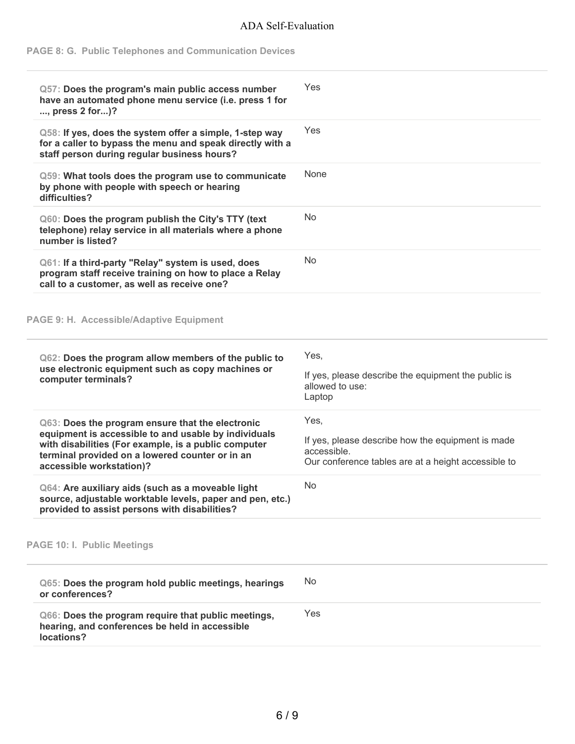### PAGE 8: G. Public Telephones and Communication Devices

| Question | Answer |
|---|---|
| Q57: **Does the program's main public access number have an automated phone menu service (i.e. press 1 for ..., press 2 for...)?** | Yes |
| Q58: **If yes, does the system offer a simple, 1-step way for a caller to bypass the menu and speak directly with a staff person during regular business hours?** | Yes |
| Q59: **What tools does the program use to communicate by phone with people with speech or hearing difficulties?** | None |
| Q60: **Does the program publish the City's TTY (text telephone) relay service in all materials where a phone number is listed?** | No |
| Q61: **If a third-party "Relay" system is used, does program staff receive training on how to place a Relay call to a customer, as well as receive one?** | No |

### PAGE 9: H. Accessible/Adaptive Equipment

| Question | Answer |
|---|---|
| Q62: **Does the program allow members of the public to use electronic equipment such as copy machines or computer terminals?** | Yes,<br><br>If yes, please describe the equipment the public is allowed to use:<br>Laptop |
| Q63: **Does the program ensure that the electronic equipment is accessible to and usable by individuals with disabilities (For example, is a public computer terminal provided on a lowered counter or in an accessible workstation)?** | Yes,<br><br>If yes, please describe how the equipment is made accessible.<br>Our conference tables are at a height accessible to |
| Q64: **Are auxiliary aids (such as a moveable light source, adjustable worktable levels, paper and pen, etc.) provided to assist persons with disabilities?** | No |

### PAGE 10: I. Public Meetings

| Question | Answer |
|---|---|
| Q65: **Does the program hold public meetings, hearings or conferences?** | No |
| Q66: **Does the program require that public meetings, hearing, and conferences be held in accessible locations?** | Yes |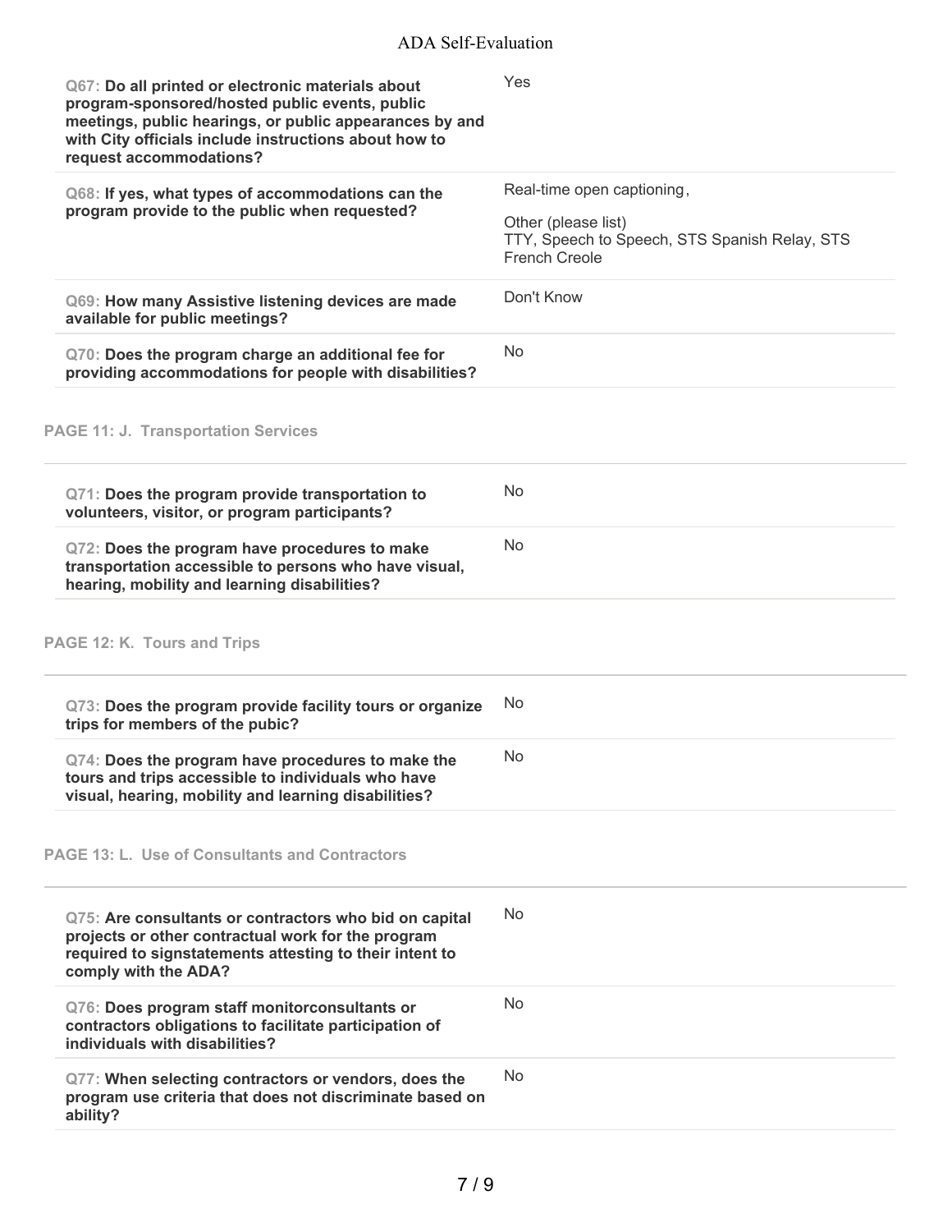| Question | Answer |
| --- | --- |
| **Q67: Do all printed or electronic materials about program-sponsored/hosted public events, public meetings, public hearings, or public appearances by and with City officials include instructions about how to request accommodations?** | Yes |
| **Q68: If yes, what types of accommodations can the program provide to the public when requested?** | Real-time open captioning,<br>Other (please list)<br>TTY, Speech to Speech, STS Spanish Relay, STS French Creole |
| **Q69: How many Assistive listening devices are made available for public meetings?** | Don't Know |
| **Q70: Does the program charge an additional fee for providing accommodations for people with disabilities?** | No |

## PAGE 11: J. Transportation Services

| Question | Answer |
| --- | --- |
| **Q71: Does the program provide transportation to volunteers, visitor, or program participants?** | No |
| **Q72: Does the program have procedures to make transportation accessible to persons who have visual, hearing, mobility and learning disabilities?** | No |

## PAGE 12: K. Tours and Trips

| Question | Answer |
| --- | --- |
| **Q73: Does the program provide facility tours or organize trips for members of the pubic?** | No |
| **Q74: Does the program have procedures to make the tours and trips accessible to individuals who have visual, hearing, mobility and learning disabilities?** | No |

## PAGE 13: L. Use of Consultants and Contractors

| Question | Answer |
| --- | --- |
| **Q75: Are consultants or contractors who bid on capital projects or other contractual work for the program required to signstatements attesting to their intent to comply with the ADA?** | No |
| **Q76: Does program staff monitorconsultants or contractors obligations to facilitate participation of individuals with disabilities?** | No |
| **Q77: When selecting contractors or vendors, does the program use criteria that does not discriminate based on ability?** | No |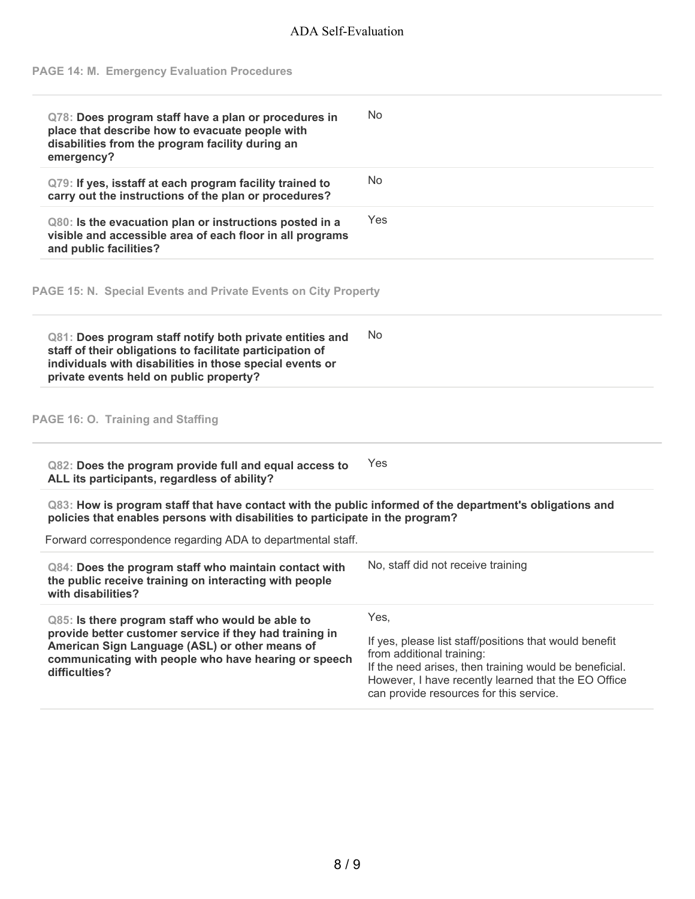### PAGE 14: M. Emergency Evaluation Procedures

| Question | Answer |
|---|---|
| **Q78: Does program staff have a plan or procedures in place that describe how to evacuate people with disabilities from the program facility during an emergency?** | No |
| **Q79: If yes, isstaff at each program facility trained to carry out the instructions of the plan or procedures?** | No |
| **Q80: Is the evacuation plan or instructions posted in a visible and accessible area of each floor in all programs and public facilities?** | Yes |

### PAGE 15: N. Special Events and Private Events on City Property

| Question | Answer |
|---|---|
| **Q81: Does program staff notify both private entities and staff of their obligations to facilitate participation of individuals with disabilities in those special events or private events held on public property?** | No |

### PAGE 16: O. Training and Staffing

| Question | Answer |
|---|---|
| **Q82: Does the program provide full and equal access to ALL its participants, regardless of ability?** | Yes |

**Q83: How is program staff that have contact with the public informed of the department's obligations and policies that enables persons with disabilities to participate in the program?**

Forward correspondence regarding ADA to departmental staff.

| Question | Answer |
|---|---|
| **Q84: Does the program staff who maintain contact with the public receive training on interacting with people with disabilities?** | No, staff did not receive training |
| **Q85: Is there program staff who would be able to provide better customer service if they had training in American Sign Language (ASL) or other means of communicating with people who have hearing or speech difficulties?** | Yes,<br><br>If yes, please list staff/positions that would benefit from additional training:<br>If the need arises, then training would be beneficial. However, I have recently learned that the EO Office can provide resources for this service. |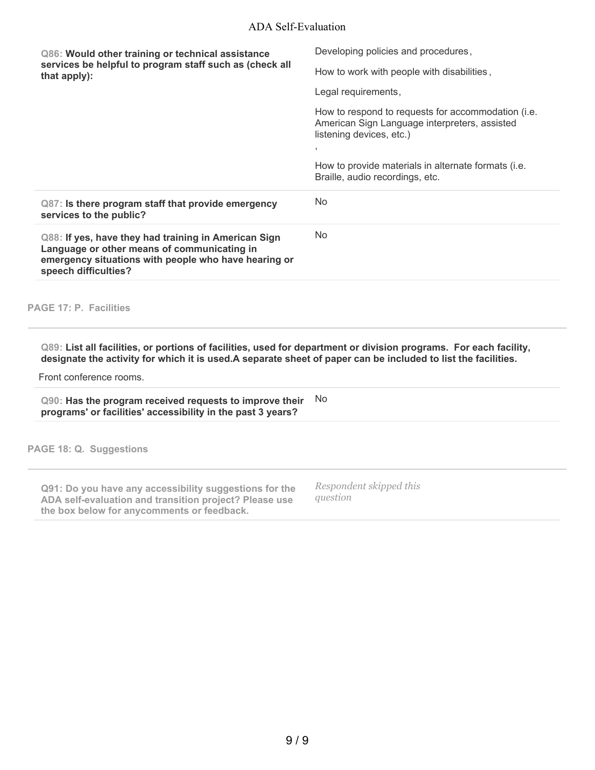| | |
|---|---|
| **Q86: Would other training or technical assistance services be helpful to program staff such as (check all that apply):** | Developing policies and procedures, How to work with people with disabilities, Legal requirements, How to respond to requests for accommodation (i.e. American Sign Language interpreters, assisted listening devices, etc.) , How to provide materials in alternate formats (i.e. Braille, audio recordings, etc. |
| **Q87: Is there program staff that provide emergency services to the public?** | No |
| **Q88: If yes, have they had training in American Sign Language or other means of communicating in emergency situations with people who have hearing or speech difficulties?** | No |

## PAGE 17: P. Facilities

**Q89: List all facilities, or portions of facilities, used for department or division programs. For each facility, designate the activity for which it is used.A separate sheet of paper can be included to list the facilities.**

Front conference rooms.

| | |
|---|---|
| **Q90: Has the program received requests to improve their programs' or facilities' accessibility in the past 3 years?** | No |

## PAGE 18: Q. Suggestions

| | |
|---|---|
| **Q91: Do you have any accessibility suggestions for the ADA self-evaluation and transition project? Please use the box below for anycomments or feedback.** | *Respondent skipped this question* |